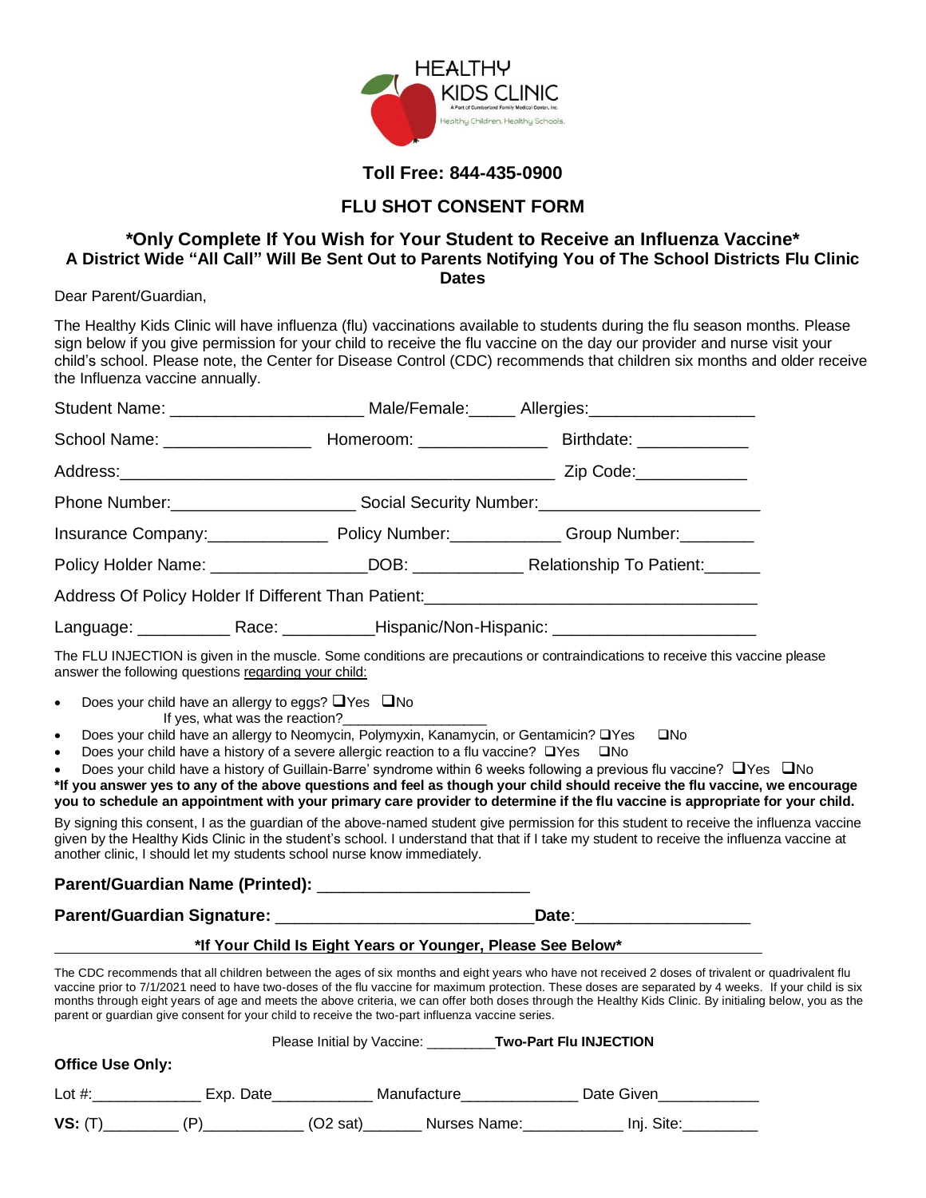HEALTHY KIDS CLINIC
A Part of Cumberland Family Medical Center, Inc.
Healthy Children. Healthy Schools.

**Toll Free: 844-435-0900**

# FLU SHOT CONSENT FORM

## *Only Complete If You Wish for Your Student to Receive an Influenza Vaccine*

**A District Wide "All Call" Will Be Sent Out to Parents Notifying You of The School Districts Flu Clinic Dates**

Dear Parent/Guardian,

The Healthy Kids Clinic will have influenza (flu) vaccinations available to students during the flu season months. Please sign below if you give permission for your child to receive the flu vaccine on the day our provider and nurse visit your child's school. Please note, the Center for Disease Control (CDC) recommends that children six months and older receive the Influenza vaccine annually.

Student Name: ____________________ Male/Female:_____ Allergies:__________________

School Name: _______________ Homeroom: _____________ Birthdate: ____________

Address:_____________________________________________ Zip Code:____________

Phone Number:___________________ Social Security Number:_______________________

Insurance Company:_____________ Policy Number:____________ Group Number:________

Policy Holder Name: ________________DOB: ____________ Relationship To Patient:______

Address Of Policy Holder If Different Than Patient:___________________________________

Language: __________ Race: __________Hispanic/Non-Hispanic: _____________________

The FLU INJECTION is given in the muscle. Some conditions are precautions or contraindications to receive this vaccine please answer the following questions regarding your child:

- Does your child have an allergy to eggs? ❑Yes ❑No
  If yes, what was the reaction?__________________
- Does your child have an allergy to Neomycin, Polymyxin, Kanamycin, or Gentamicin? ❑Yes ❑No
- Does your child have a history of a severe allergic reaction to a flu vaccine? ❑Yes ❑No
- Does your child have a history of Guillain-Barre' syndrome within 6 weeks following a previous flu vaccine? ❑Yes ❑No

**\*If you answer yes to any of the above questions and feel as though your child should receive the flu vaccine, we encourage you to schedule an appointment with your primary care provider to determine if the flu vaccine is appropriate for your child.**

By signing this consent, I as the guardian of the above-named student give permission for this student to receive the influenza vaccine given by the Healthy Kids Clinic in the student's school. I understand that that if I take my student to receive the influenza vaccine at another clinic, I should let my students school nurse know immediately.

**Parent/Guardian Name (Printed):** ______________________

**Parent/Guardian Signature:** ___________________________**Date**:__________________

**\*If Your Child Is Eight Years or Younger, Please See Below\***

The CDC recommends that all children between the ages of six months and eight years who have not received 2 doses of trivalent or quadrivalent flu vaccine prior to 7/1/2021 need to have two-doses of the flu vaccine for maximum protection. These doses are separated by 4 weeks. If your child is six months through eight years of age and meets the above criteria, we can offer both doses through the Healthy Kids Clinic. By initialing below, you as the parent or guardian give consent for your child to receive the two-part influenza vaccine series.

Please Initial by Vaccine: ________**Two-Part Flu INJECTION**

**Office Use Only:**

Lot #:_____________ Exp. Date____________ Manufacture_____________ Date Given___________

**VS:** (T)_________ (P)____________ (O2 sat)_______ Nurses Name:____________ Inj. Site:_________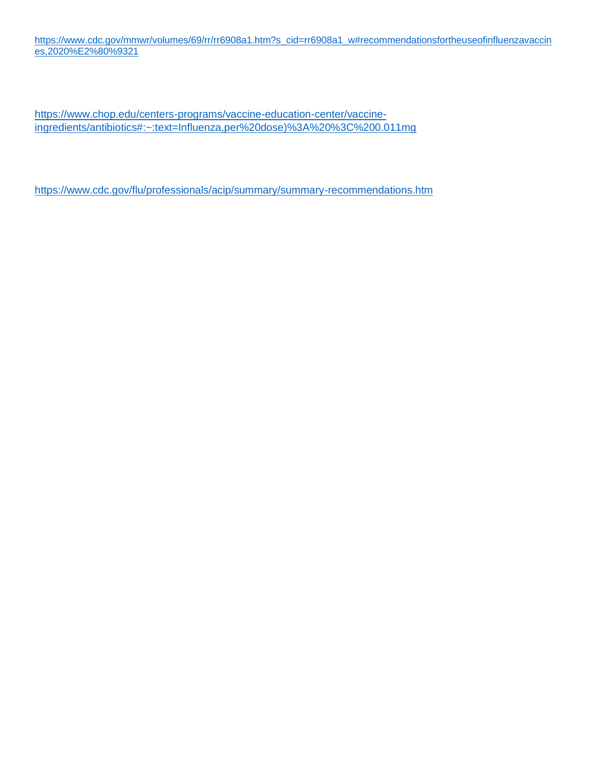https://www.cdc.gov/mmwr/volumes/69/rr/rr6908a1.htm?s_cid=rr6908a1_w#recommendationsfortheuseofinfluenzavaccines,2020%E2%80%9321

https://www.chop.edu/centers-programs/vaccine-education-center/vaccine-ingredients/antibiotics#:~:text=Influenza,per%20dose)%3A%20%3C%200.011mg

https://www.cdc.gov/flu/professionals/acip/summary/summary-recommendations.htm